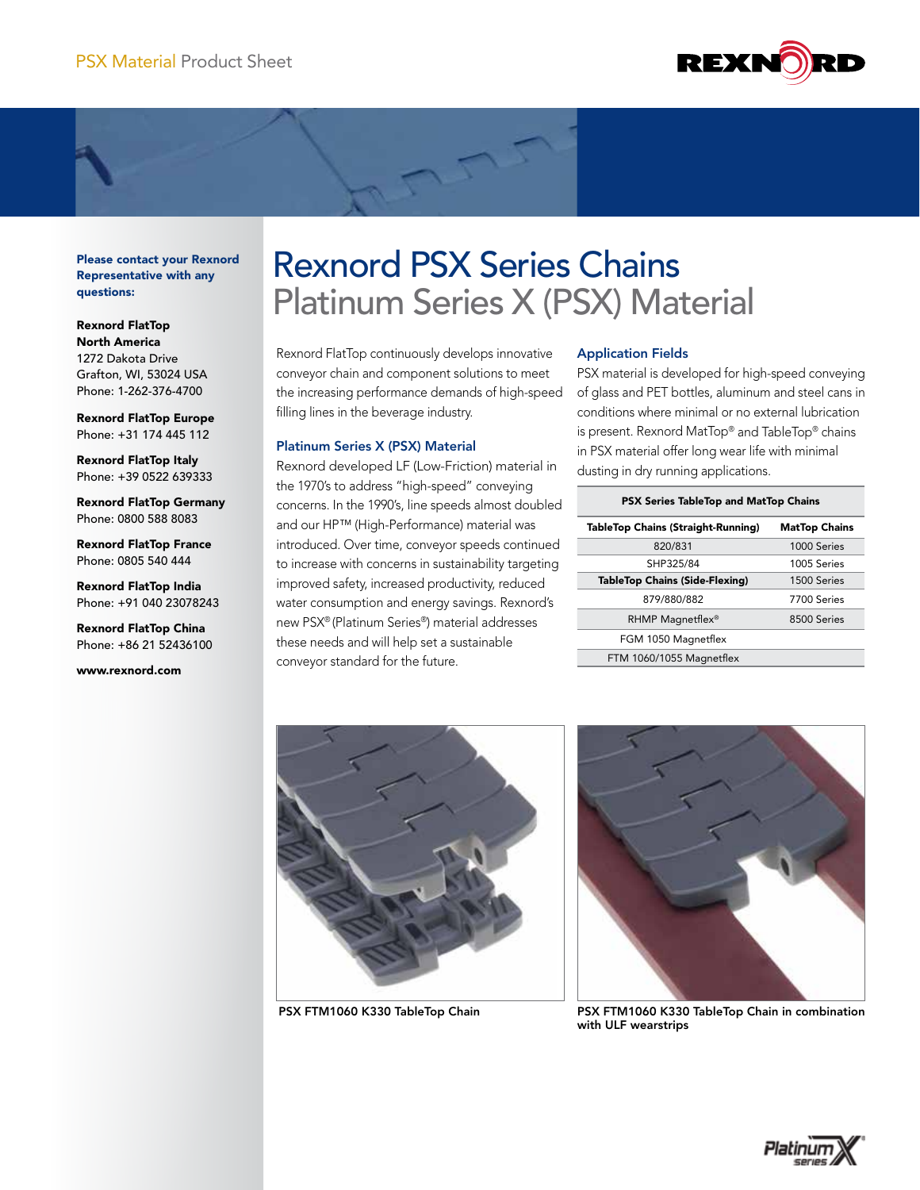# Rexnord PSX Series Chains
## Platinum Series X (PSX) Material

**Please contact your Rexnord Representative with any questions:**

**Rexnord FlatTop North America**
1272 Dakota Drive
Grafton, WI, 53024 USA
Phone: 1-262-376-4700

**Rexnord FlatTop Europe**
Phone: +31 174 445 112

**Rexnord FlatTop Italy**
Phone: +39 0522 639333

**Rexnord FlatTop Germany**
Phone: 0800 588 8083

**Rexnord FlatTop France**
Phone: 0805 540 444

**Rexnord FlatTop India**
Phone: +91 040 23078243

**Rexnord FlatTop China**
Phone: +86 21 52436100

**www.rexnord.com**

Rexnord FlatTop continuously develops innovative conveyor chain and component solutions to meet the increasing performance demands of high-speed filling lines in the beverage industry.

### Platinum Series X (PSX) Material

Rexnord developed LF (Low-Friction) material in the 1970's to address "high-speed" conveying concerns. In the 1990's, line speeds almost doubled and our HP™ (High-Performance) material was introduced. Over time, conveyor speeds continued to increase with concerns in sustainability targeting improved safety, increased productivity, reduced water consumption and energy savings. Rexnord's new PSX® (Platinum Series®) material addresses these needs and will help set a sustainable conveyor standard for the future.

### Application Fields

PSX material is developed for high-speed conveying of glass and PET bottles, aluminum and steel cans in conditions where minimal or no external lubrication is present. Rexnord MatTop® and TableTop® chains in PSX material offer long wear life with minimal dusting in dry running applications.

| PSX Series TableTop and MatTop Chains | |
|---|---|
| **TableTop Chains (Straight-Running)** | **MatTop Chains** |
| 820/831 | 1000 Series |
| SHP325/84 | 1005 Series |
| **TableTop Chains (Side-Flexing)** | 1500 Series |
| 879/880/882 | 7700 Series |
| RHMP Magnetflex® | 8500 Series |
| FGM 1050 Magnetflex | |
| FTM 1060/1055 Magnetflex | |

**PSX FTM1060 K330 TableTop Chain**

**PSX FTM1060 K330 TableTop Chain in combination with ULF wearstrips**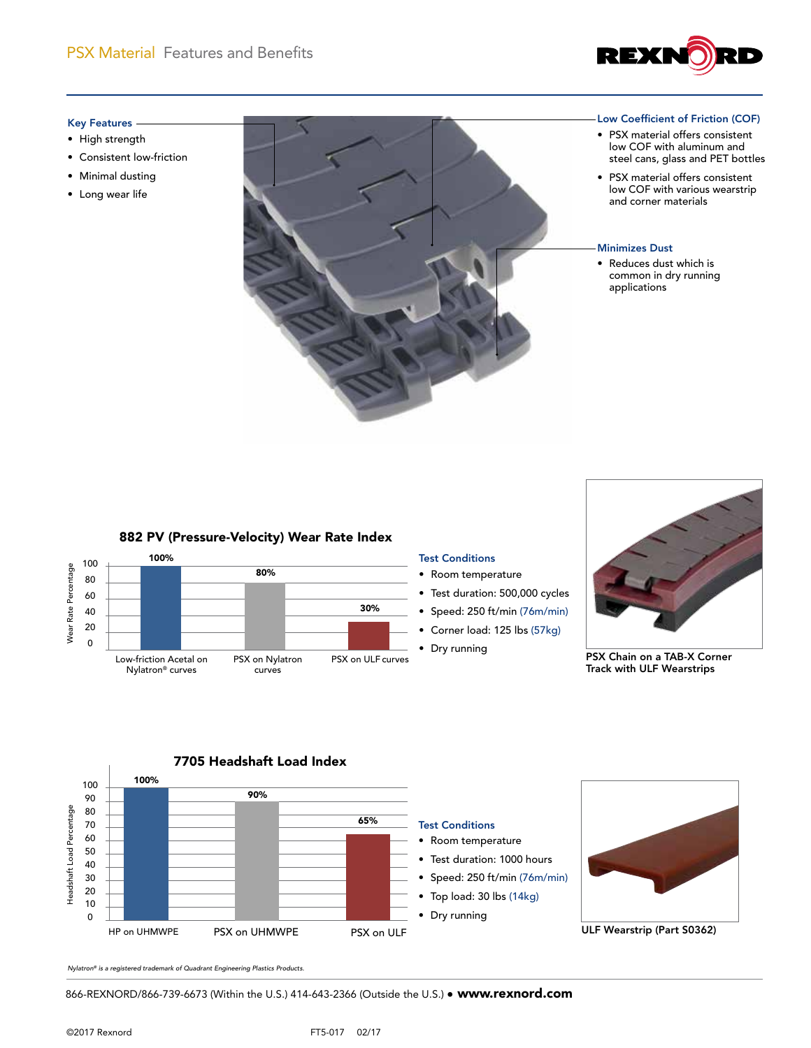# PSX Material Features and Benefits

### Key Features

- High strength
- Consistent low-friction
- Minimal dusting
- Long wear life

### Low Coefficient of Friction (COF)

- PSX material offers consistent low COF with aluminum and steel cans, glass and PET bottles
- PSX material offers consistent low COF with various wearstrip and corner materials

### Minimizes Dust

- Reduces dust which is common in dry running applications

## 882 PV (Pressure-Velocity) Wear Rate Index

Wear Rate Percentage

100
80
60
40
20
0

100% Low-friction Acetal on Nylatron® curves

80% PSX on Nylatron curves

30% PSX on ULF curves

### Test Conditions

- Room temperature
- Test duration: 500,000 cycles
- Speed: 250 ft/min (76m/min)
- Corner load: 125 lbs (57kg)
- Dry running

**PSX Chain on a TAB-X Corner Track with ULF Wearstrips**

## 7705 Headshaft Load Index

Headshaft Load Percentage

100
90
80
70
60
50
40
30
20
10
0

100% HP on UHMWPE

90% PSX on UHMWPE

65% PSX on ULF

### Test Conditions

- Room temperature
- Test duration: 1000 hours
- Speed: 250 ft/min (76m/min)
- Top load: 30 lbs (14kg)
- Dry running

**ULF Wearstrip (Part S0362)**

*Nylatron® is a registered trademark of Quadrant Engineering Plastics Products.*

866-REXNORD/866-739-6673 (Within the U.S.) 414-643-2366 (Outside the U.S.) • **www.rexnord.com**

©2017 Rexnord FT5-017 02/17